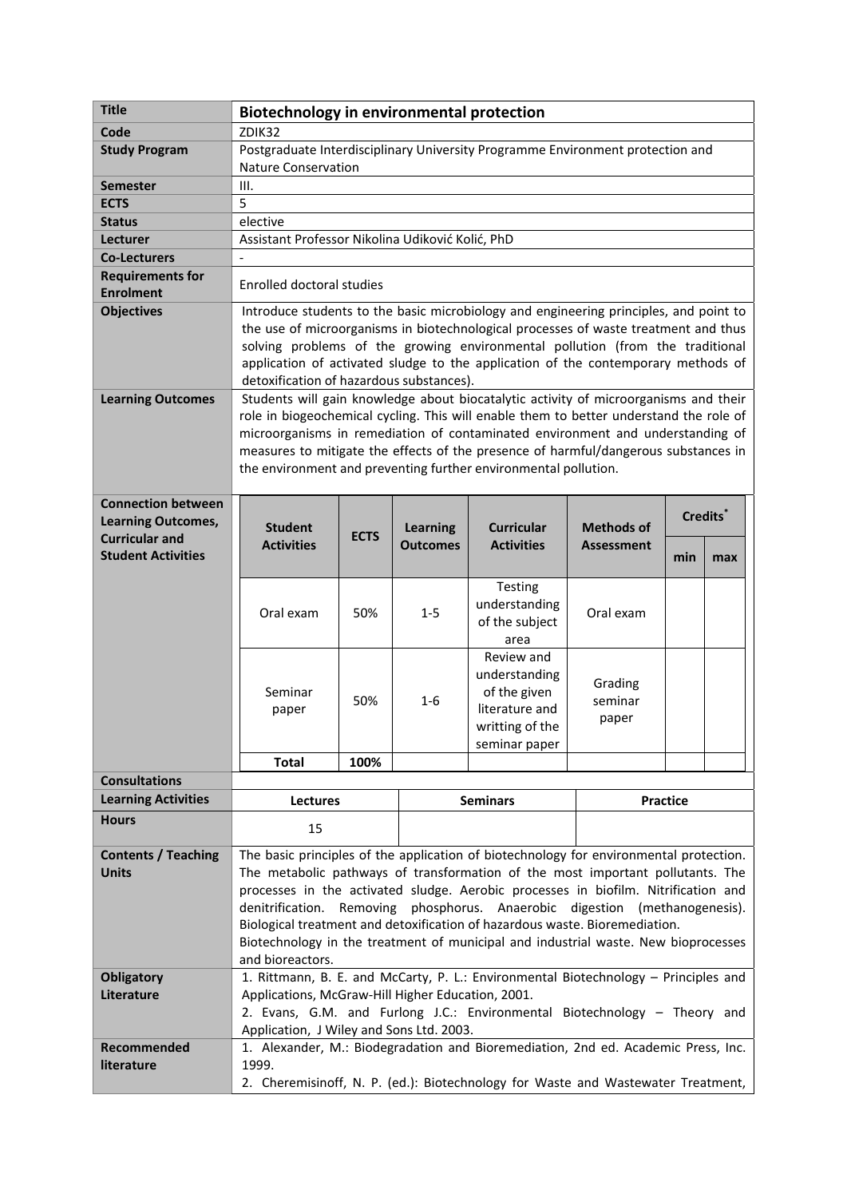| Title | **Biotechnology in environmental protection** |
|---|---|
| **Code** | ZDIK32 |
| **Study Program** | Postgraduate Interdisciplinary University Programme Environment protection and Nature Conservation |
| **Semester** | III. |
| **ECTS** | 5 |
| **Status** | elective |
| **Lecturer** | Assistant Professor Nikolina Udiković Kolić, PhD |
| **Co-Lecturers** | - |
| **Requirements for Enrolment** | Enrolled doctoral studies |
| **Objectives** | Introduce students to the basic microbiology and engineering principles, and point to the use of microorganisms in biotechnological processes of waste treatment and thus solving problems of the growing environmental pollution (from the traditional application of activated sludge to the application of the contemporary methods of detoxification of hazardous substances). |
| **Learning Outcomes** | Students will gain knowledge about biocatalytic activity of microorganisms and their role in biogeochemical cycling. This will enable them to better understand the role of microorganisms in remediation of contaminated environment and understanding of measures to mitigate the effects of the presence of harmful/dangerous substances in the environment and preventing further environmental pollution. |

**Connection between Learning Outcomes, Curricular and Student Activities**

| Student Activities | ECTS | Learning Outcomes | Curricular Activities | Methods of Assessment | Credits* | |
|---|---|---|---|---|---|---|
| | | | | | min | max |
| Oral exam | 50% | 1-5 | Testing understanding of the subject area | Oral exam | | |
| Seminar paper | 50% | 1-6 | Review and understanding of the given literature and writting of the seminar paper | Grading seminar paper | | |
| **Total** | **100%** | | | | | |

| **Consultations** | | | |
|---|---|---|---|
| **Learning Activities** | **Lectures** | **Seminars** | **Practice** |
| **Hours** | 15 | | |

| | |
|---|---|
| **Contents / Teaching Units** | The basic principles of the application of biotechnology for environmental protection. The metabolic pathways of transformation of the most important pollutants. The processes in the activated sludge. Aerobic processes in biofilm. Nitrification and denitrification. Removing phosphorus. Anaerobic digestion (methanogenesis). Biological treatment and detoxification of hazardous waste. Bioremediation. Biotechnology in the treatment of municipal and industrial waste. New bioprocesses and bioreactors. |
| **Obligatory Literature** | 1. Rittmann, B. E. and McCarty, P. L.: Environmental Biotechnology – Principles and Applications, McGraw-Hill Higher Education, 2001.<br>2. Evans, G.M. and Furlong J.C.: Environmental Biotechnology – Theory and Application, J Wiley and Sons Ltd. 2003. |
| **Recommended literature** | 1. Alexander, M.: Biodegradation and Bioremediation, 2nd ed. Academic Press, Inc. 1999.<br>2. Cheremisinoff, N. P. (ed.): Biotechnology for Waste and Wastewater Treatment, |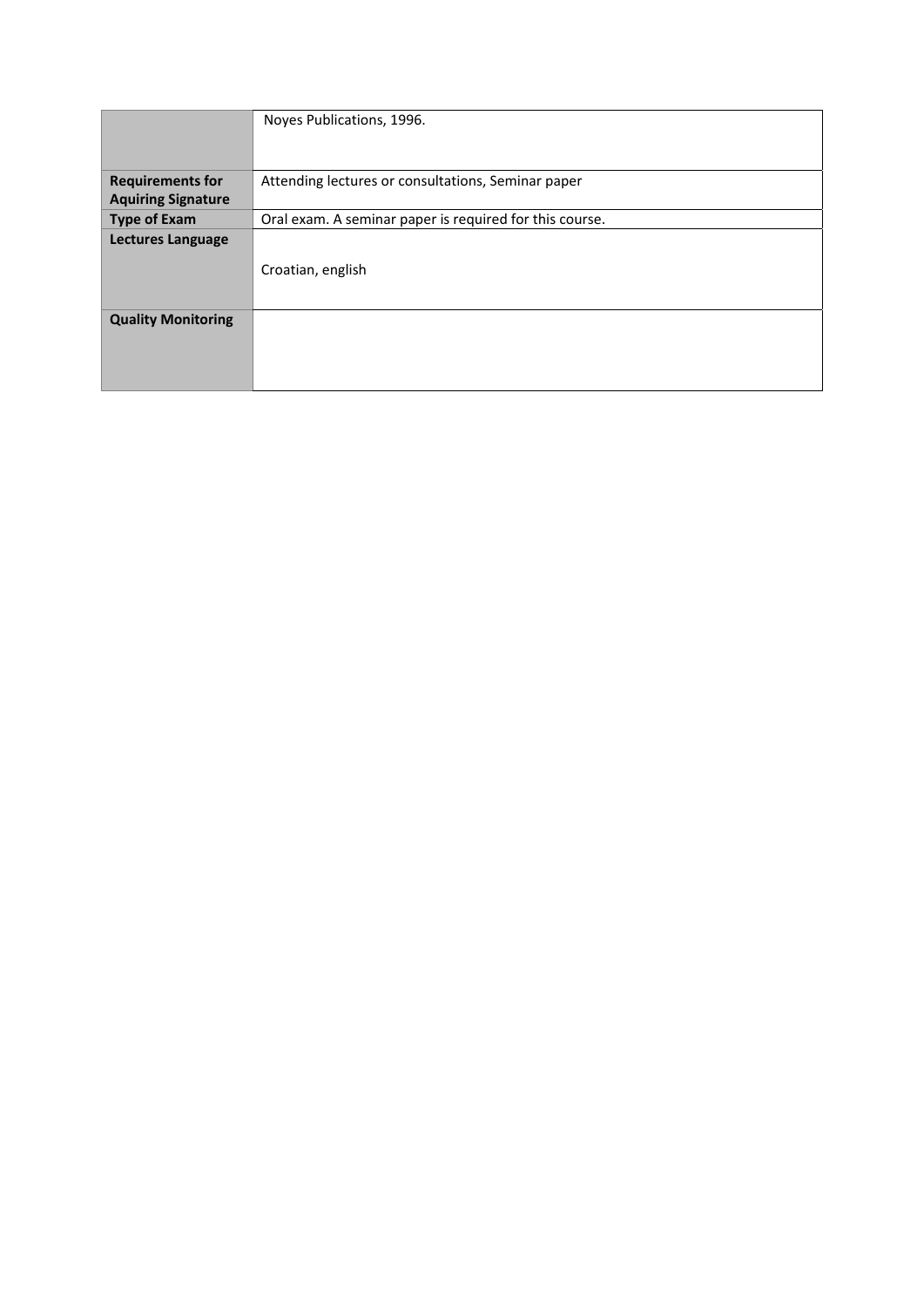| | |
|---|---|
| | Noyes Publications, 1996. |
| **Requirements for Aquiring Signature** | Attending lectures or consultations, Seminar paper |
| **Type of Exam** | Oral exam. A seminar paper is required for this course. |
| **Lectures Language** | Croatian, english |
| **Quality Monitoring** | |